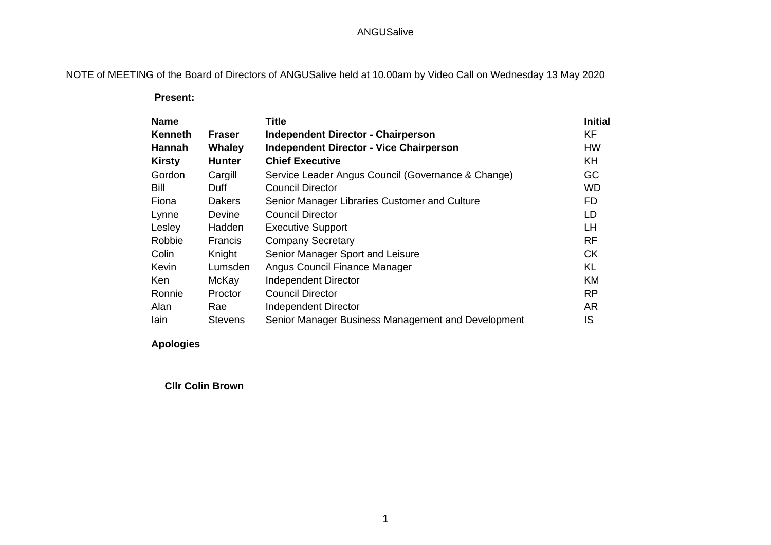ANGUSalive

NOTE of MEETING of the Board of Directors of ANGUSalive held at 10.00am by Video Call on Wednesday 13 May 2020

**Present:**

| Name | | Title | Initial |
|---|---|---|---|
| **Kenneth** | **Fraser** | **Independent Director - Chairperson** | KF |
| **Hannah** | **Whaley** | **Independent Director - Vice Chairperson** | HW |
| **Kirsty** | **Hunter** | **Chief Executive** | KH |
| Gordon | Cargill | Service Leader Angus Council (Governance & Change) | GC |
| Bill | Duff | Council Director | WD |
| Fiona | Dakers | Senior Manager Libraries Customer and Culture | FD |
| Lynne | Devine | Council Director | LD |
| Lesley | Hadden | Executive Support | LH |
| Robbie | Francis | Company Secretary | RF |
| Colin | Knight | Senior Manager Sport and Leisure | CK |
| Kevin | Lumsden | Angus Council Finance Manager | KL |
| Ken | McKay | Independent Director | KM |
| Ronnie | Proctor | Council Director | RP |
| Alan | Rae | Independent Director | AR |
| Iain | Stevens | Senior Manager Business Management and Development | IS |

**Apologies**

**Cllr Colin Brown**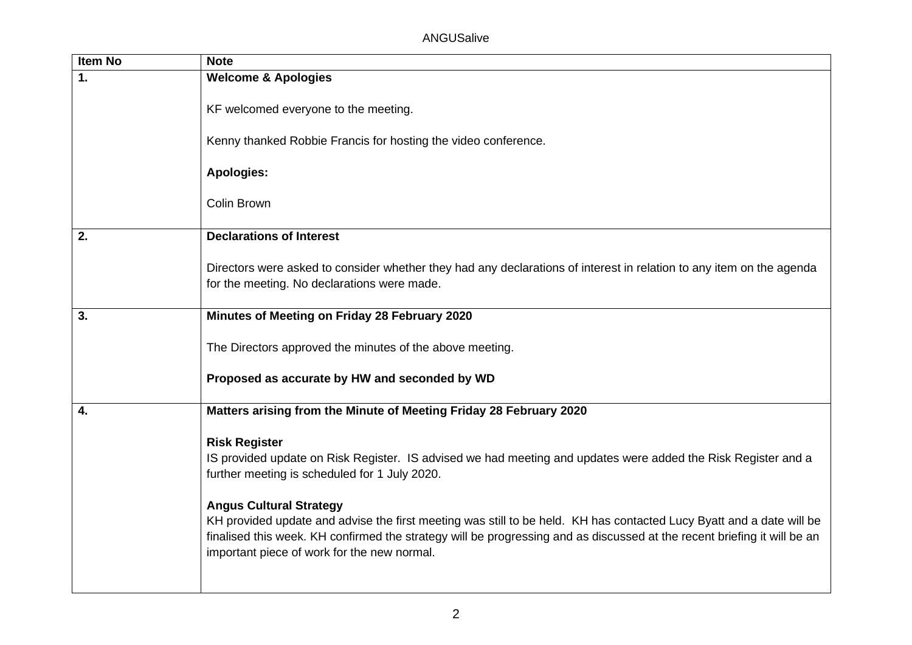| Item No | Note |
|---|---|
| **1.** | **Welcome & Apologies**<br><br>KF welcomed everyone to the meeting.<br><br>Kenny thanked Robbie Francis for hosting the video conference.<br><br>**Apologies:**<br><br>Colin Brown |
| **2.** | **Declarations of Interest**<br><br>Directors were asked to consider whether they had any declarations of interest in relation to any item on the agenda for the meeting. No declarations were made. |
| **3.** | **Minutes of Meeting on Friday 28 February 2020**<br><br>The Directors approved the minutes of the above meeting.<br><br>**Proposed as accurate by HW and seconded by WD** |
| **4.** | **Matters arising from the Minute of Meeting Friday 28 February 2020**<br><br>**Risk Register**<br>IS provided update on Risk Register. IS advised we had meeting and updates were added the Risk Register and a further meeting is scheduled for 1 July 2020.<br><br>**Angus Cultural Strategy**<br>KH provided update and advise the first meeting was still to be held. KH has contacted Lucy Byatt and a date will be finalised this week. KH confirmed the strategy will be progressing and as discussed at the recent briefing it will be an important piece of work for the new normal. |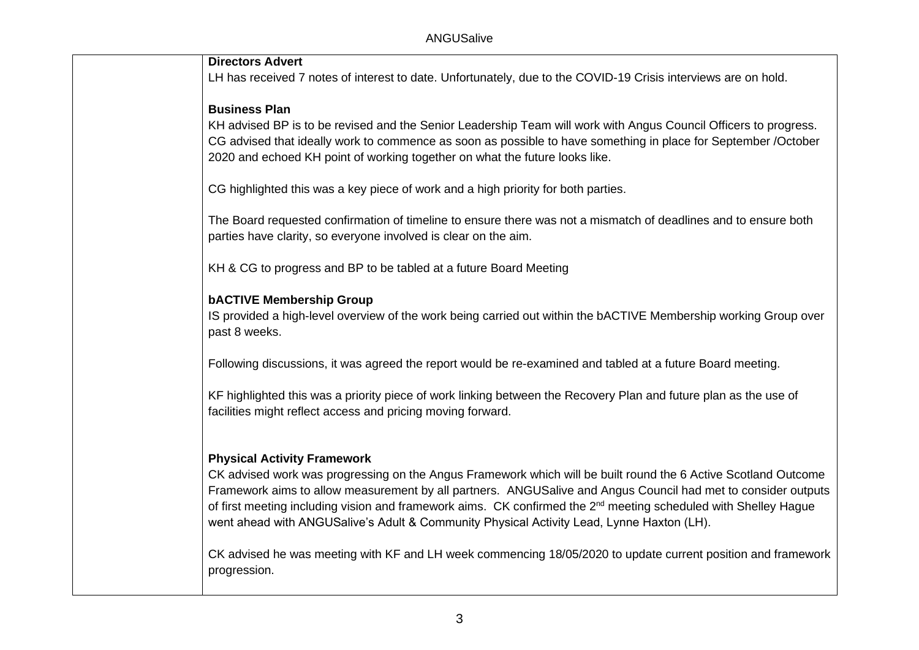**Directors Advert**

LH has received 7 notes of interest to date. Unfortunately, due to the COVID-19 Crisis interviews are on hold.

**Business Plan**

KH advised BP is to be revised and the Senior Leadership Team will work with Angus Council Officers to progress. CG advised that ideally work to commence as soon as possible to have something in place for September /October 2020 and echoed KH point of working together on what the future looks like.

CG highlighted this was a key piece of work and a high priority for both parties.

The Board requested confirmation of timeline to ensure there was not a mismatch of deadlines and to ensure both parties have clarity, so everyone involved is clear on the aim.

KH & CG to progress and BP to be tabled at a future Board Meeting

**bACTIVE Membership Group**

IS provided a high-level overview of the work being carried out within the bACTIVE Membership working Group over past 8 weeks.

Following discussions, it was agreed the report would be re-examined and tabled at a future Board meeting.

KF highlighted this was a priority piece of work linking between the Recovery Plan and future plan as the use of facilities might reflect access and pricing moving forward.

**Physical Activity Framework**

CK advised work was progressing on the Angus Framework which will be built round the 6 Active Scotland Outcome Framework aims to allow measurement by all partners. ANGUSalive and Angus Council had met to consider outputs of first meeting including vision and framework aims. CK confirmed the 2nd meeting scheduled with Shelley Hague went ahead with ANGUSalive's Adult & Community Physical Activity Lead, Lynne Haxton (LH).

CK advised he was meeting with KF and LH week commencing 18/05/2020 to update current position and framework progression.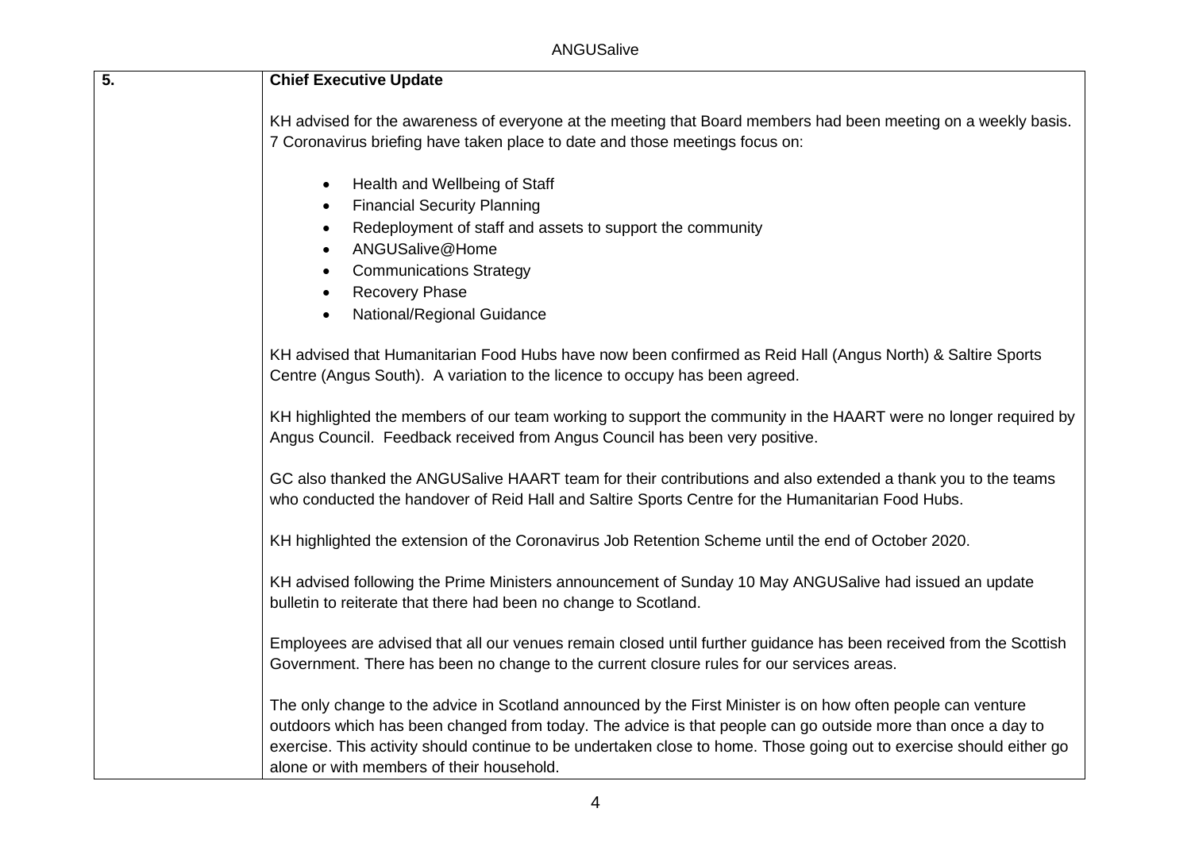| 5. | **Chief Executive Update**<br><br>KH advised for the awareness of everyone at the meeting that Board members had been meeting on a weekly basis. 7 Coronavirus briefing have taken place to date and those meetings focus on:<br><br>• Health and Wellbeing of Staff<br>• Financial Security Planning<br>• Redeployment of staff and assets to support the community<br>• ANGUSalive@Home<br>• Communications Strategy<br>• Recovery Phase<br>• National/Regional Guidance<br><br>KH advised that Humanitarian Food Hubs have now been confirmed as Reid Hall (Angus North) & Saltire Sports Centre (Angus South). A variation to the licence to occupy has been agreed.<br><br>KH highlighted the members of our team working to support the community in the HAART were no longer required by Angus Council. Feedback received from Angus Council has been very positive.<br><br>GC also thanked the ANGUSalive HAART team for their contributions and also extended a thank you to the teams who conducted the handover of Reid Hall and Saltire Sports Centre for the Humanitarian Food Hubs.<br><br>KH highlighted the extension of the Coronavirus Job Retention Scheme until the end of October 2020.<br><br>KH advised following the Prime Ministers announcement of Sunday 10 May ANGUSalive had issued an update bulletin to reiterate that there had been no change to Scotland.<br><br>Employees are advised that all our venues remain closed until further guidance has been received from the Scottish Government. There has been no change to the current closure rules for our services areas.<br><br>The only change to the advice in Scotland announced by the First Minister is on how often people can venture outdoors which has been changed from today. The advice is that people can go outside more than once a day to exercise. This activity should continue to be undertaken close to home. Those going out to exercise should either go alone or with members of their household. |
|---|---|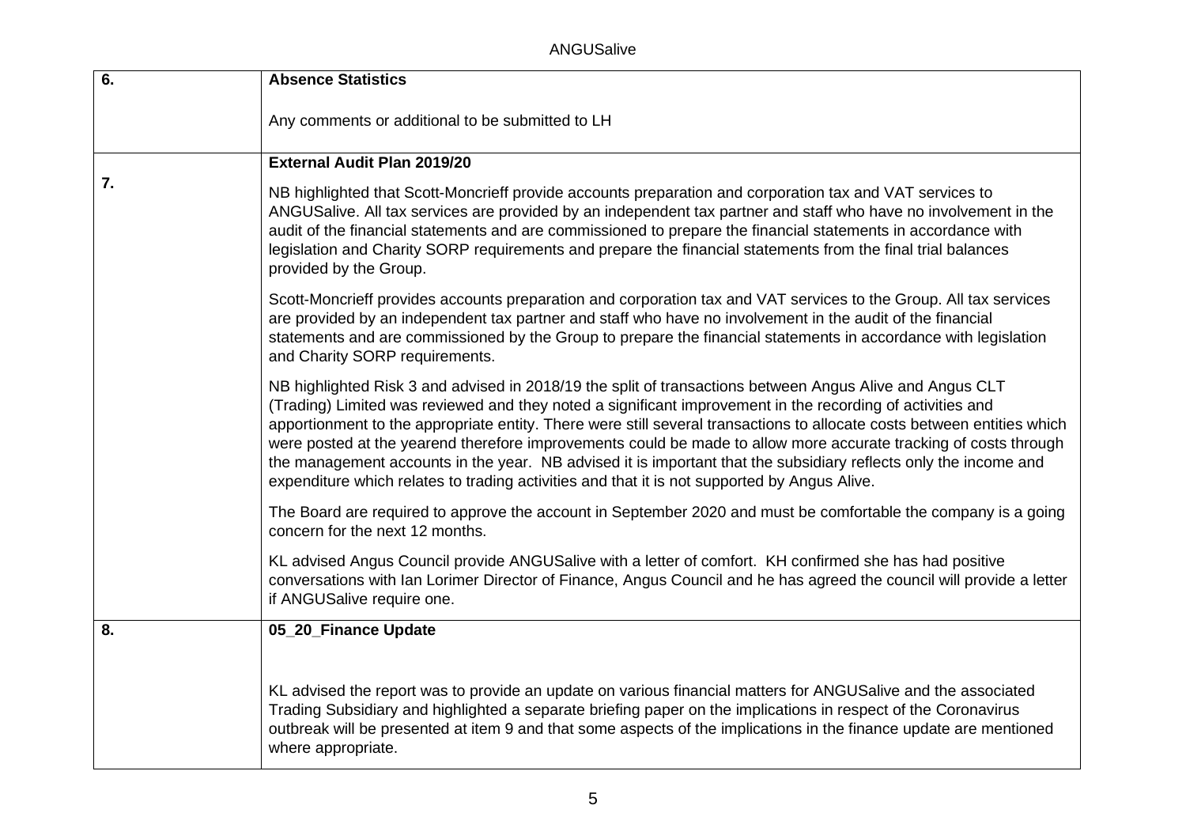| | |
|---|---|
| 6. | **Absence Statistics**<br><br>Any comments or additional to be submitted to LH |
| 7. | **External Audit Plan 2019/20**<br><br>NB highlighted that Scott-Moncrieff provide accounts preparation and corporation tax and VAT services to ANGUSalive. All tax services are provided by an independent tax partner and staff who have no involvement in the audit of the financial statements and are commissioned to prepare the financial statements in accordance with legislation and Charity SORP requirements and prepare the financial statements from the final trial balances provided by the Group.<br><br>Scott-Moncrieff provides accounts preparation and corporation tax and VAT services to the Group. All tax services are provided by an independent tax partner and staff who have no involvement in the audit of the financial statements and are commissioned by the Group to prepare the financial statements in accordance with legislation and Charity SORP requirements.<br><br>NB highlighted Risk 3 and advised in 2018/19 the split of transactions between Angus Alive and Angus CLT (Trading) Limited was reviewed and they noted a significant improvement in the recording of activities and apportionment to the appropriate entity. There were still several transactions to allocate costs between entities which were posted at the yearend therefore improvements could be made to allow more accurate tracking of costs through the management accounts in the year. NB advised it is important that the subsidiary reflects only the income and expenditure which relates to trading activities and that it is not supported by Angus Alive.<br><br>The Board are required to approve the account in September 2020 and must be comfortable the company is a going concern for the next 12 months.<br><br>KL advised Angus Council provide ANGUSalive with a letter of comfort. KH confirmed she has had positive conversations with Ian Lorimer Director of Finance, Angus Council and he has agreed the council will provide a letter if ANGUSalive require one. |
| 8. | **05_20_Finance Update**<br><br>KL advised the report was to provide an update on various financial matters for ANGUSalive and the associated Trading Subsidiary and highlighted a separate briefing paper on the implications in respect of the Coronavirus outbreak will be presented at item 9 and that some aspects of the implications in the finance update are mentioned where appropriate. |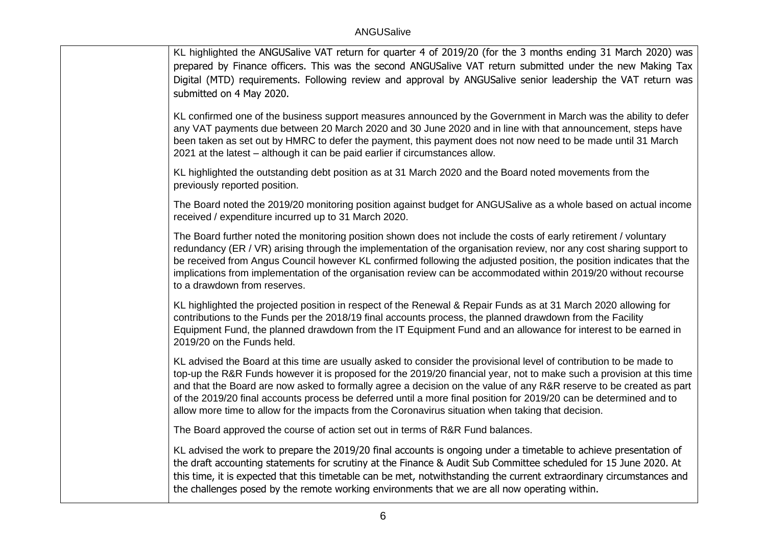|  | KL highlighted the ANGUSalive VAT return for quarter 4 of 2019/20 (for the 3 months ending 31 March 2020) was prepared by Finance officers. This was the second ANGUSalive VAT return submitted under the new Making Tax Digital (MTD) requirements. Following review and approval by ANGUSalive senior leadership the VAT return was submitted on 4 May 2020.<br><br>KL confirmed one of the business support measures announced by the Government in March was the ability to defer any VAT payments due between 20 March 2020 and 30 June 2020 and in line with that announcement, steps have been taken as set out by HMRC to defer the payment, this payment does not now need to be made until 31 March 2021 at the latest – although it can be paid earlier if circumstances allow.<br><br>KL highlighted the outstanding debt position as at 31 March 2020 and the Board noted movements from the previously reported position.<br><br>The Board noted the 2019/20 monitoring position against budget for ANGUSalive as a whole based on actual income received / expenditure incurred up to 31 March 2020.<br><br>The Board further noted the monitoring position shown does not include the costs of early retirement / voluntary redundancy (ER / VR) arising through the implementation of the organisation review, nor any cost sharing support to be received from Angus Council however KL confirmed following the adjusted position, the position indicates that the implications from implementation of the organisation review can be accommodated within 2019/20 without recourse to a drawdown from reserves.<br><br>KL highlighted the projected position in respect of the Renewal & Repair Funds as at 31 March 2020 allowing for contributions to the Funds per the 2018/19 final accounts process, the planned drawdown from the Facility Equipment Fund, the planned drawdown from the IT Equipment Fund and an allowance for interest to be earned in 2019/20 on the Funds held.<br><br>KL advised the Board at this time are usually asked to consider the provisional level of contribution to be made to top-up the R&R Funds however it is proposed for the 2019/20 financial year, not to make such a provision at this time and that the Board are now asked to formally agree a decision on the value of any R&R reserve to be created as part of the 2019/20 final accounts process be deferred until a more final position for 2019/20 can be determined and to allow more time to allow for the impacts from the Coronavirus situation when taking that decision.<br><br>The Board approved the course of action set out in terms of R&R Fund balances.<br><br>KL advised the work to prepare the 2019/20 final accounts is ongoing under a timetable to achieve presentation of the draft accounting statements for scrutiny at the Finance & Audit Sub Committee scheduled for 15 June 2020. At this time, it is expected that this timetable can be met, notwithstanding the current extraordinary circumstances and the challenges posed by the remote working environments that we are all now operating within. |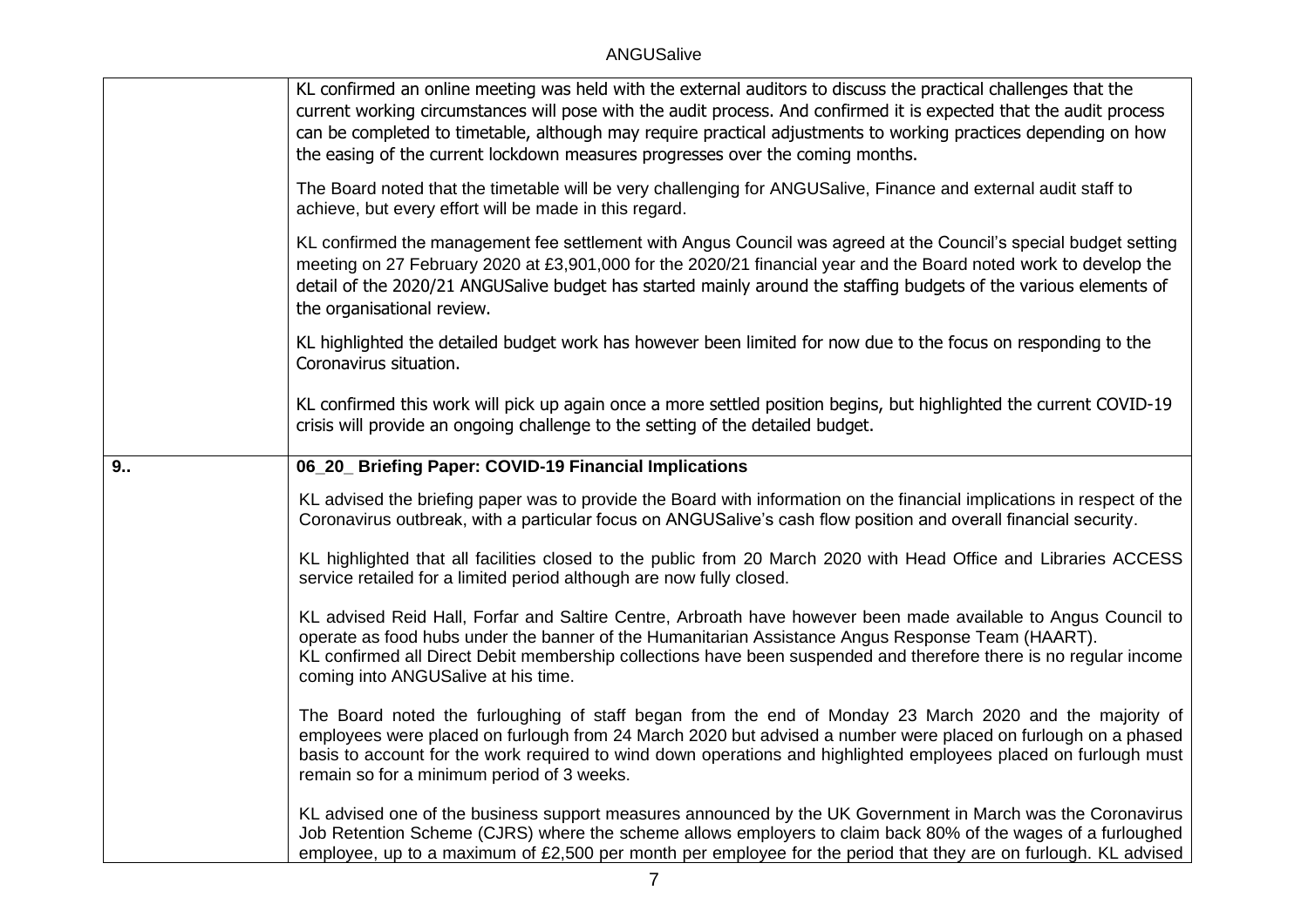| | |
|---|---|
| | KL confirmed an online meeting was held with the external auditors to discuss the practical challenges that the current working circumstances will pose with the audit process. And confirmed it is expected that the audit process can be completed to timetable, although may require practical adjustments to working practices depending on how the easing of the current lockdown measures progresses over the coming months.<br><br>The Board noted that the timetable will be very challenging for ANGUSalive, Finance and external audit staff to achieve, but every effort will be made in this regard.<br><br>KL confirmed the management fee settlement with Angus Council was agreed at the Council's special budget setting meeting on 27 February 2020 at £3,901,000 for the 2020/21 financial year and the Board noted work to develop the detail of the 2020/21 ANGUSalive budget has started mainly around the staffing budgets of the various elements of the organisational review.<br><br>KL highlighted the detailed budget work has however been limited for now due to the focus on responding to the Coronavirus situation.<br><br>KL confirmed this work will pick up again once a more settled position begins, but highlighted the current COVID-19 crisis will provide an ongoing challenge to the setting of the detailed budget. |
| **9..** | **06_20_ Briefing Paper: COVID-19 Financial Implications**<br><br>KL advised the briefing paper was to provide the Board with information on the financial implications in respect of the Coronavirus outbreak, with a particular focus on ANGUSalive's cash flow position and overall financial security.<br><br>KL highlighted that all facilities closed to the public from 20 March 2020 with Head Office and Libraries ACCESS service retailed for a limited period although are now fully closed.<br><br>KL advised Reid Hall, Forfar and Saltire Centre, Arbroath have however been made available to Angus Council to operate as food hubs under the banner of the Humanitarian Assistance Angus Response Team (HAART).<br>KL confirmed all Direct Debit membership collections have been suspended and therefore there is no regular income coming into ANGUSalive at his time.<br><br>The Board noted the furloughing of staff began from the end of Monday 23 March 2020 and the majority of employees were placed on furlough from 24 March 2020 but advised a number were placed on furlough on a phased basis to account for the work required to wind down operations and highlighted employees placed on furlough must remain so for a minimum period of 3 weeks.<br><br>KL advised one of the business support measures announced by the UK Government in March was the Coronavirus Job Retention Scheme (CJRS) where the scheme allows employers to claim back 80% of the wages of a furloughed employee, up to a maximum of £2,500 per month per employee for the period that they are on furlough. KL advised |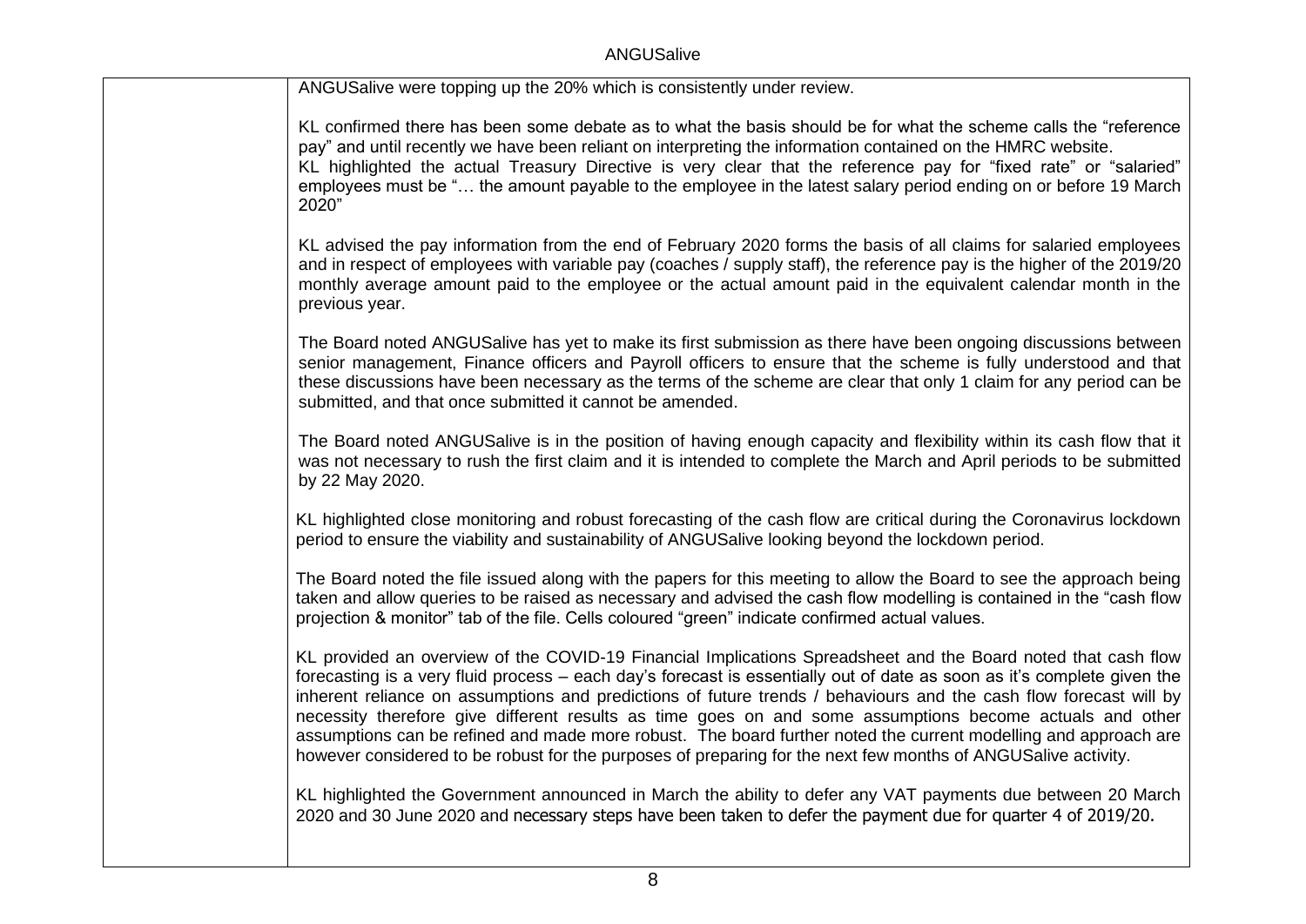|  | ANGUSalive were topping up the 20% which is consistently under review.<br><br>KL confirmed there has been some debate as to what the basis should be for what the scheme calls the "reference pay" and until recently we have been reliant on interpreting the information contained on the HMRC website.<br>KL highlighted the actual Treasury Directive is very clear that the reference pay for "fixed rate" or "salaried" employees must be "… the amount payable to the employee in the latest salary period ending on or before 19 March 2020"<br><br>KL advised the pay information from the end of February 2020 forms the basis of all claims for salaried employees and in respect of employees with variable pay (coaches / supply staff), the reference pay is the higher of the 2019/20 monthly average amount paid to the employee or the actual amount paid in the equivalent calendar month in the previous year.<br><br>The Board noted ANGUSalive has yet to make its first submission as there have been ongoing discussions between senior management, Finance officers and Payroll officers to ensure that the scheme is fully understood and that these discussions have been necessary as the terms of the scheme are clear that only 1 claim for any period can be submitted, and that once submitted it cannot be amended.<br><br>The Board noted ANGUSalive is in the position of having enough capacity and flexibility within its cash flow that it was not necessary to rush the first claim and it is intended to complete the March and April periods to be submitted by 22 May 2020.<br><br>KL highlighted close monitoring and robust forecasting of the cash flow are critical during the Coronavirus lockdown period to ensure the viability and sustainability of ANGUSalive looking beyond the lockdown period.<br><br>The Board noted the file issued along with the papers for this meeting to allow the Board to see the approach being taken and allow queries to be raised as necessary and advised the cash flow modelling is contained in the "cash flow projection & monitor" tab of the file. Cells coloured "green" indicate confirmed actual values.<br><br>KL provided an overview of the COVID-19 Financial Implications Spreadsheet and the Board noted that cash flow forecasting is a very fluid process – each day's forecast is essentially out of date as soon as it's complete given the inherent reliance on assumptions and predictions of future trends / behaviours and the cash flow forecast will by necessity therefore give different results as time goes on and some assumptions become actuals and other assumptions can be refined and made more robust. The board further noted the current modelling and approach are however considered to be robust for the purposes of preparing for the next few months of ANGUSalive activity.<br><br>KL highlighted the Government announced in March the ability to defer any VAT payments due between 20 March 2020 and 30 June 2020 and necessary steps have been taken to defer the payment due for quarter 4 of 2019/20. |
|---|---|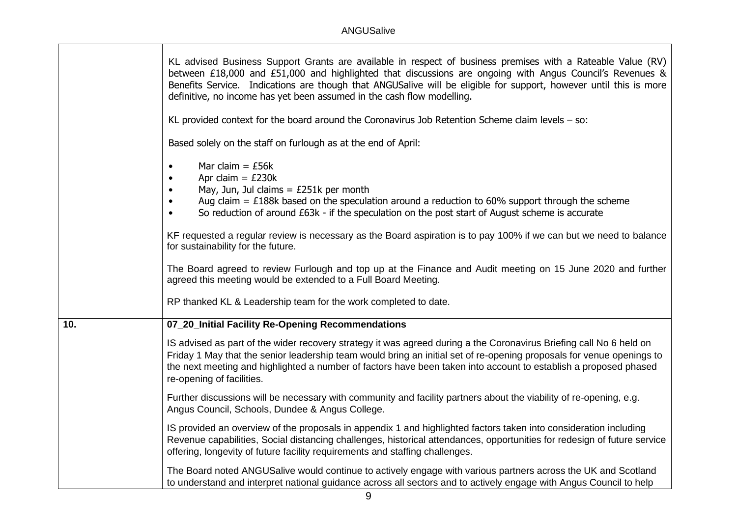|  |  |
|---|---|
|  | KL advised Business Support Grants are available in respect of business premises with a Rateable Value (RV) between £18,000 and £51,000 and highlighted that discussions are ongoing with Angus Council's Revenues & Benefits Service. Indications are though that ANGUSalive will be eligible for support, however until this is more definitive, no income has yet been assumed in the cash flow modelling.<br><br>KL provided context for the board around the Coronavirus Job Retention Scheme claim levels – so:<br><br>Based solely on the staff on furlough as at the end of April:<br><br>• Mar claim = £56k<br>• Apr claim = £230k<br>• May, Jun, Jul claims = £251k per month<br>• Aug claim = £188k based on the speculation around a reduction to 60% support through the scheme<br>• So reduction of around £63k - if the speculation on the post start of August scheme is accurate<br><br>KF requested a regular review is necessary as the Board aspiration is to pay 100% if we can but we need to balance for sustainability for the future.<br><br>The Board agreed to review Furlough and top up at the Finance and Audit meeting on 15 June 2020 and further agreed this meeting would be extended to a Full Board Meeting.<br><br>RP thanked KL & Leadership team for the work completed to date. |
| **10.** | **07_20_Initial Facility Re-Opening Recommendations**<br><br>IS advised as part of the wider recovery strategy it was agreed during a the Coronavirus Briefing call No 6 held on Friday 1 May that the senior leadership team would bring an initial set of re-opening proposals for venue openings to the next meeting and highlighted a number of factors have been taken into account to establish a proposed phased re-opening of facilities.<br><br>Further discussions will be necessary with community and facility partners about the viability of re-opening, e.g. Angus Council, Schools, Dundee & Angus College.<br><br>IS provided an overview of the proposals in appendix 1 and highlighted factors taken into consideration including Revenue capabilities, Social distancing challenges, historical attendances, opportunities for redesign of future service offering, longevity of future facility requirements and staffing challenges.<br><br>The Board noted ANGUSalive would continue to actively engage with various partners across the UK and Scotland to understand and interpret national guidance across all sectors and to actively engage with Angus Council to help |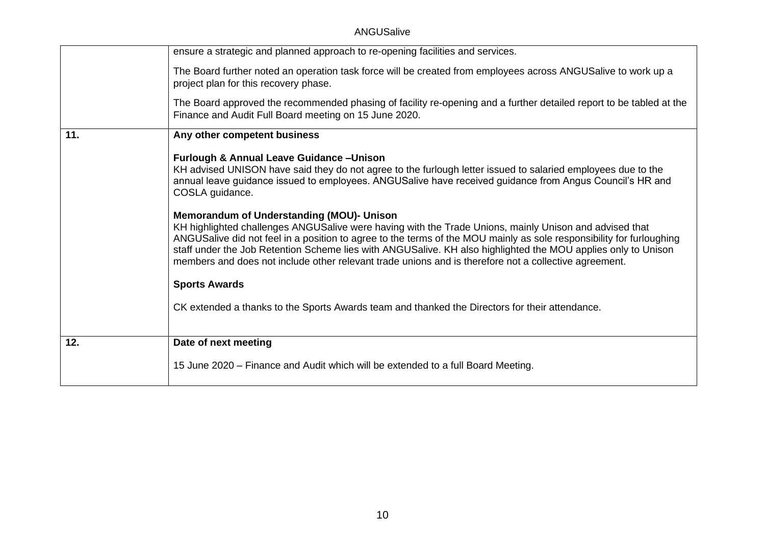| | |
|---|---|
| | ensure a strategic and planned approach to re-opening facilities and services.<br><br>The Board further noted an operation task force will be created from employees across ANGUSalive to work up a project plan for this recovery phase.<br><br>The Board approved the recommended phasing of facility re-opening and a further detailed report to be tabled at the Finance and Audit Full Board meeting on 15 June 2020. |
| **11.** | **Any other competent business**<br><br>**Furlough & Annual Leave Guidance –Unison**<br>KH advised UNISON have said they do not agree to the furlough letter issued to salaried employees due to the annual leave guidance issued to employees. ANGUSalive have received guidance from Angus Council's HR and COSLA guidance.<br><br>**Memorandum of Understanding (MOU)- Unison**<br>KH highlighted challenges ANGUSalive were having with the Trade Unions, mainly Unison and advised that ANGUSalive did not feel in a position to agree to the terms of the MOU mainly as sole responsibility for furloughing staff under the Job Retention Scheme lies with ANGUSalive. KH also highlighted the MOU applies only to Unison members and does not include other relevant trade unions and is therefore not a collective agreement.<br><br>**Sports Awards**<br><br>CK extended a thanks to the Sports Awards team and thanked the Directors for their attendance. |
| **12.** | **Date of next meeting**<br><br>15 June 2020 – Finance and Audit which will be extended to a full Board Meeting. |